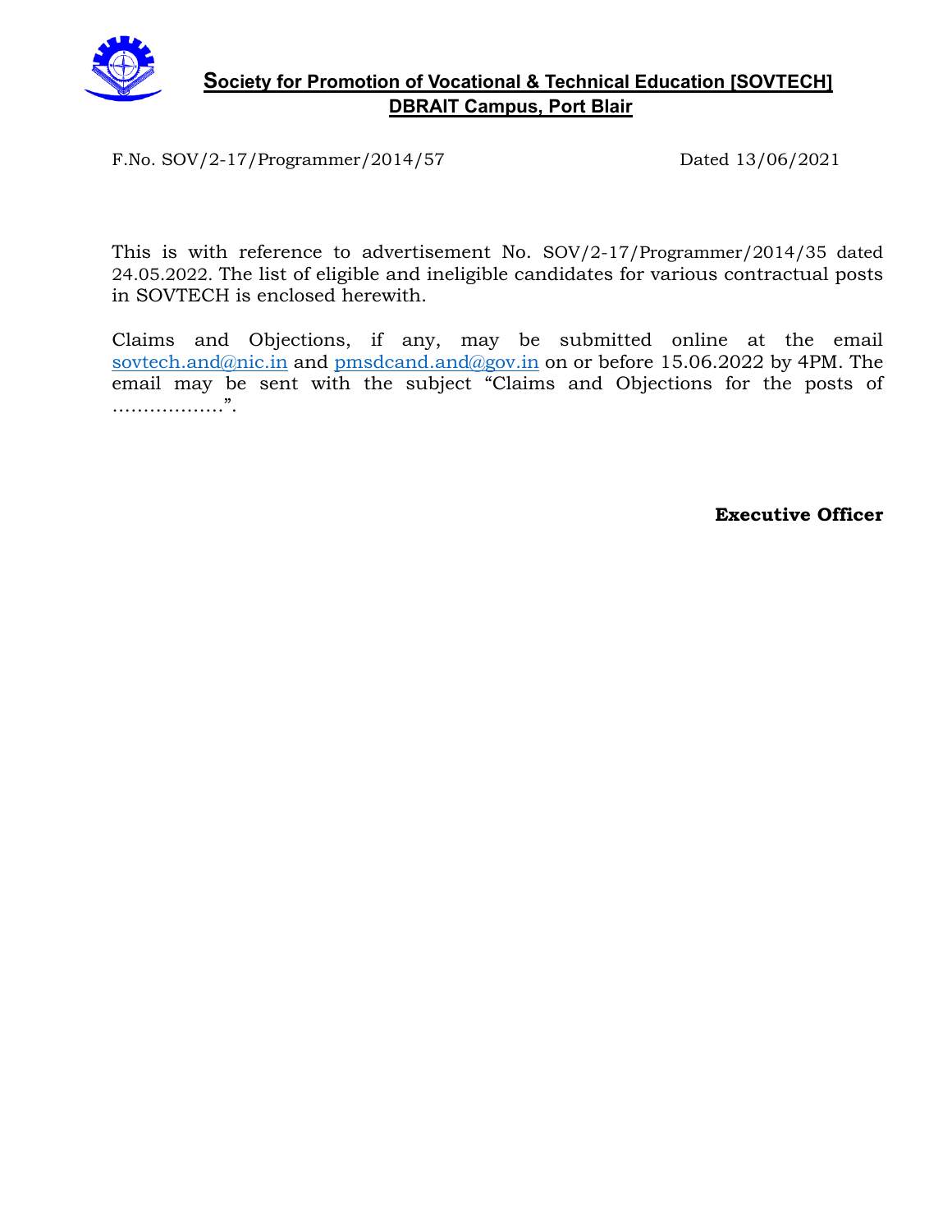# Society for Promotion of Vocational & Technical Education [SOVTECH]
## DBRAIT Campus, Port Blair

F.No. SOV/2-17/Programmer/2014/57 Dated 13/06/2021

This is with reference to advertisement No. SOV/2-17/Programmer/2014/35 dated 24.05.2022. The list of eligible and ineligible candidates for various contractual posts in SOVTECH is enclosed herewith.

Claims and Objections, if any, may be submitted online at the email sovtech.and@nic.in and pmsdcand.and@gov.in on or before 15.06.2022 by 4PM. The email may be sent with the subject "Claims and Objections for the posts of ………………".

**Executive Officer**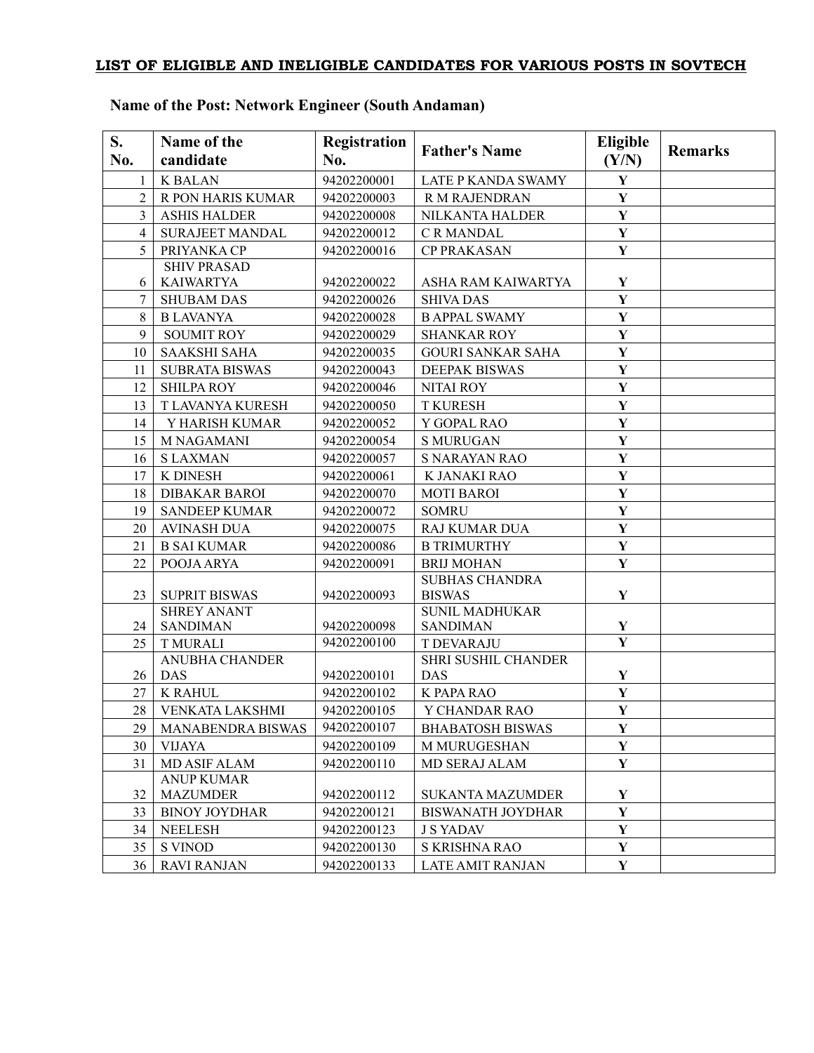**LIST OF ELIGIBLE AND INELIGIBLE CANDIDATES FOR VARIOUS POSTS IN SOVTECH**

**Name of the Post: Network Engineer (South Andaman)**

| S. No. | Name of the candidate | Registration No. | Father's Name | Eligible (Y/N) | Remarks |
|---|---|---|---|---|---|
| 1 | K BALAN | 94202200001 | LATE P KANDA SWAMY | Y | |
| 2 | R PON HARIS KUMAR | 94202200003 | R M RAJENDRAN | Y | |
| 3 | ASHIS HALDER | 94202200008 | NILKANTA HALDER | Y | |
| 4 | SURAJEET MANDAL | 94202200012 | C R MANDAL | Y | |
| 5 | PRIYANKA CP | 94202200016 | CP PRAKASAN | Y | |
| 6 | SHIV PRASAD KAIWARTYA | 94202200022 | ASHA RAM KAIWARTYA | Y | |
| 7 | SHUBAM DAS | 94202200026 | SHIVA DAS | Y | |
| 8 | B LAVANYA | 94202200028 | B APPAL SWAMY | Y | |
| 9 | SOUMIT ROY | 94202200029 | SHANKAR ROY | Y | |
| 10 | SAAKSHI SAHA | 94202200035 | GOURI SANKAR SAHA | Y | |
| 11 | SUBRATA BISWAS | 94202200043 | DEEPAK BISWAS | Y | |
| 12 | SHILPA ROY | 94202200046 | NITAI ROY | Y | |
| 13 | T LAVANYA KURESH | 94202200050 | T KURESH | Y | |
| 14 | Y HARISH KUMAR | 94202200052 | Y GOPAL RAO | Y | |
| 15 | M NAGAMANI | 94202200054 | S MURUGAN | Y | |
| 16 | S LAXMAN | 94202200057 | S NARAYAN RAO | Y | |
| 17 | K DINESH | 94202200061 | K JANAKI RAO | Y | |
| 18 | DIBAKAR BAROI | 94202200070 | MOTI BAROI | Y | |
| 19 | SANDEEP KUMAR | 94202200072 | SOMRU | Y | |
| 20 | AVINASH DUA | 94202200075 | RAJ KUMAR DUA | Y | |
| 21 | B SAI KUMAR | 94202200086 | B TRIMURTHY | Y | |
| 22 | POOJA ARYA | 94202200091 | BRIJ MOHAN | Y | |
| 23 | SUPRIT BISWAS | 94202200093 | SUBHAS CHANDRA BISWAS | Y | |
| 24 | SHREY ANANT SANDIMAN | 94202200098 | SUNIL MADHUKAR SANDIMAN | Y | |
| 25 | T MURALI | 94202200100 | T DEVARAJU | Y | |
| 26 | ANUBHA CHANDER DAS | 94202200101 | SHRI SUSHIL CHANDER DAS | Y | |
| 27 | K RAHUL | 94202200102 | K PAPA RAO | Y | |
| 28 | VENKATA LAKSHMI | 94202200105 | Y CHANDAR RAO | Y | |
| 29 | MANABENDRA BISWAS | 94202200107 | BHABATOSH BISWAS | Y | |
| 30 | VIJAYA | 94202200109 | M MURUGESHAN | Y | |
| 31 | MD ASIF ALAM | 94202200110 | MD SERAJ ALAM | Y | |
| 32 | ANUP KUMAR MAZUMDER | 94202200112 | SUKANTA MAZUMDER | Y | |
| 33 | BINOY JOYDHAR | 94202200121 | BISWANATH JOYDHAR | Y | |
| 34 | NEELESH | 94202200123 | J S YADAV | Y | |
| 35 | S VINOD | 94202200130 | S KRISHNA RAO | Y | |
| 36 | RAVI RANJAN | 94202200133 | LATE AMIT RANJAN | Y | |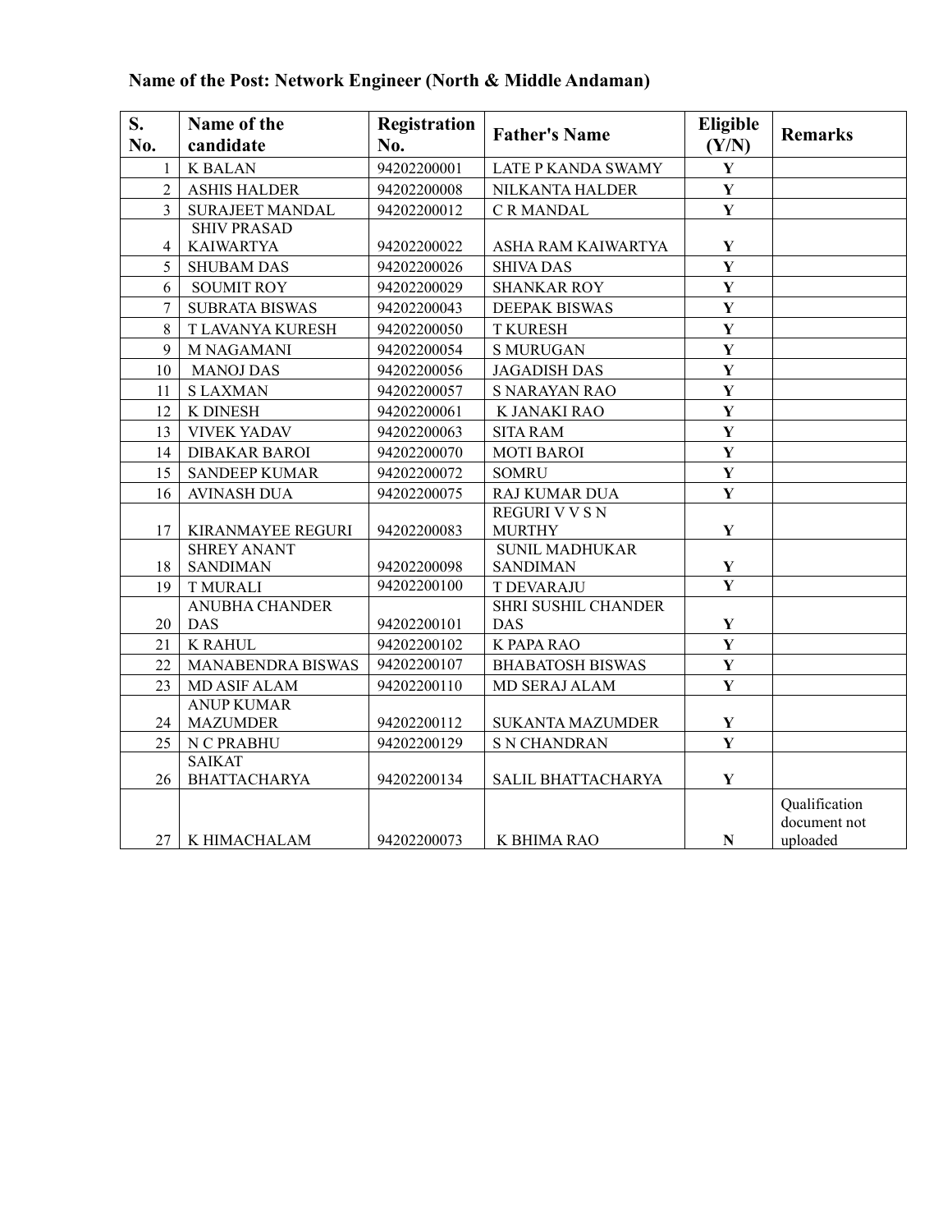**Name of the Post: Network Engineer (North & Middle Andaman)**

| S. No. | Name of the candidate | Registration No. | Father's Name | Eligible (Y/N) | Remarks |
|---|---|---|---|---|---|
| 1 | K BALAN | 94202200001 | LATE P KANDA SWAMY | Y | |
| 2 | ASHIS HALDER | 94202200008 | NILKANTA HALDER | Y | |
| 3 | SURAJEET MANDAL | 94202200012 | C R MANDAL | Y | |
| 4 | SHIV PRASAD KAIWARTYA | 94202200022 | ASHA RAM KAIWARTYA | Y | |
| 5 | SHUBAM DAS | 94202200026 | SHIVA DAS | Y | |
| 6 | SOUMIT ROY | 94202200029 | SHANKAR ROY | Y | |
| 7 | SUBRATA BISWAS | 94202200043 | DEEPAK BISWAS | Y | |
| 8 | T LAVANYA KURESH | 94202200050 | T KURESH | Y | |
| 9 | M NAGAMANI | 94202200054 | S MURUGAN | Y | |
| 10 | MANOJ DAS | 94202200056 | JAGADISH DAS | Y | |
| 11 | S LAXMAN | 94202200057 | S NARAYAN RAO | Y | |
| 12 | K DINESH | 94202200061 | K JANAKI RAO | Y | |
| 13 | VIVEK YADAV | 94202200063 | SITA RAM | Y | |
| 14 | DIBAKAR BAROI | 94202200070 | MOTI BAROI | Y | |
| 15 | SANDEEP KUMAR | 94202200072 | SOMRU | Y | |
| 16 | AVINASH DUA | 94202200075 | RAJ KUMAR DUA | Y | |
| 17 | KIRANMAYEE REGURI | 94202200083 | REGURI V V S N MURTHY | Y | |
| 18 | SHREY ANANT SANDIMAN | 94202200098 | SUNIL MADHUKAR SANDIMAN | Y | |
| 19 | T MURALI | 94202200100 | T DEVARAJU | Y | |
| 20 | ANUBHA CHANDER DAS | 94202200101 | SHRI SUSHIL CHANDER DAS | Y | |
| 21 | K RAHUL | 94202200102 | K PAPA RAO | Y | |
| 22 | MANABENDRA BISWAS | 94202200107 | BHABATOSH BISWAS | Y | |
| 23 | MD ASIF ALAM | 94202200110 | MD SERAJ ALAM | Y | |
| 24 | ANUP KUMAR MAZUMDER | 94202200112 | SUKANTA MAZUMDER | Y | |
| 25 | N C PRABHU | 94202200129 | S N CHANDRAN | Y | |
| 26 | SAIKAT BHATTACHARYA | 94202200134 | SALIL BHATTACHARYA | Y | |
| 27 | K HIMACHALAM | 94202200073 | K BHIMA RAO | N | Qualification document not uploaded |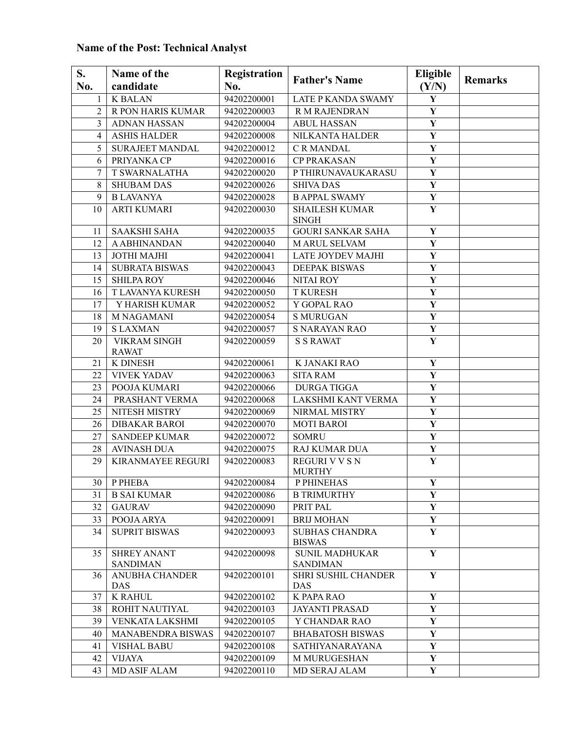**Name of the Post: Technical Analyst**

| S. No. | Name of the candidate | Registration No. | Father's Name | Eligible (Y/N) | Remarks |
|---|---|---|---|---|---|
| 1 | K BALAN | 94202200001 | LATE P KANDA SWAMY | Y | |
| 2 | R PON HARIS KUMAR | 94202200003 | R M RAJENDRAN | Y | |
| 3 | ADNAN HASSAN | 94202200004 | ABUL HASSAN | Y | |
| 4 | ASHIS HALDER | 94202200008 | NILKANTA HALDER | Y | |
| 5 | SURAJEET MANDAL | 94202200012 | C R MANDAL | Y | |
| 6 | PRIYANKA CP | 94202200016 | CP PRAKASAN | Y | |
| 7 | T SWARNALATHA | 94202200020 | P THIRUNAVAUKARASU | Y | |
| 8 | SHUBAM DAS | 94202200026 | SHIVA DAS | Y | |
| 9 | B LAVANYA | 94202200028 | B APPAL SWAMY | Y | |
| 10 | ARTI KUMARI | 94202200030 | SHAILESH KUMAR SINGH | Y | |
| 11 | SAAKSHI SAHA | 94202200035 | GOURI SANKAR SAHA | Y | |
| 12 | A ABHINANDAN | 94202200040 | M ARUL SELVAM | Y | |
| 13 | JOTHI MAJHI | 94202200041 | LATE JOYDEV MAJHI | Y | |
| 14 | SUBRATA BISWAS | 94202200043 | DEEPAK BISWAS | Y | |
| 15 | SHILPA ROY | 94202200046 | NITAI ROY | Y | |
| 16 | T LAVANYA KURESH | 94202200050 | T KURESH | Y | |
| 17 | Y HARISH KUMAR | 94202200052 | Y GOPAL RAO | Y | |
| 18 | M NAGAMANI | 94202200054 | S MURUGAN | Y | |
| 19 | S LAXMAN | 94202200057 | S NARAYAN RAO | Y | |
| 20 | VIKRAM SINGH RAWAT | 94202200059 | S S RAWAT | Y | |
| 21 | K DINESH | 94202200061 | K JANAKI RAO | Y | |
| 22 | VIVEK YADAV | 94202200063 | SITA RAM | Y | |
| 23 | POOJA KUMARI | 94202200066 | DURGA TIGGA | Y | |
| 24 | PRASHANT VERMA | 94202200068 | LAKSHMI KANT VERMA | Y | |
| 25 | NITESH MISTRY | 94202200069 | NIRMAL MISTRY | Y | |
| 26 | DIBAKAR BAROI | 94202200070 | MOTI BAROI | Y | |
| 27 | SANDEEP KUMAR | 94202200072 | SOMRU | Y | |
| 28 | AVINASH DUA | 94202200075 | RAJ KUMAR DUA | Y | |
| 29 | KIRANMAYEE REGURI | 94202200083 | REGURI V V S N MURTHY | Y | |
| 30 | P PHEBA | 94202200084 | P PHINEHAS | Y | |
| 31 | B SAI KUMAR | 94202200086 | B TRIMURTHY | Y | |
| 32 | GAURAV | 94202200090 | PRIT PAL | Y | |
| 33 | POOJA ARYA | 94202200091 | BRIJ MOHAN | Y | |
| 34 | SUPRIT BISWAS | 94202200093 | SUBHAS CHANDRA BISWAS | Y | |
| 35 | SHREY ANANT SANDIMAN | 94202200098 | SUNIL MADHUKAR SANDIMAN | Y | |
| 36 | ANUBHA CHANDER DAS | 94202200101 | SHRI SUSHIL CHANDER DAS | Y | |
| 37 | K RAHUL | 94202200102 | K PAPA RAO | Y | |
| 38 | ROHIT NAUTIYAL | 94202200103 | JAYANTI PRASAD | Y | |
| 39 | VENKATA LAKSHMI | 94202200105 | Y CHANDAR RAO | Y | |
| 40 | MANABENDRA BISWAS | 94202200107 | BHABATOSH BISWAS | Y | |
| 41 | VISHAL BABU | 94202200108 | SATHIYANARAYANA | Y | |
| 42 | VIJAYA | 94202200109 | M MURUGESHAN | Y | |
| 43 | MD ASIF ALAM | 94202200110 | MD SERAJ ALAM | Y | |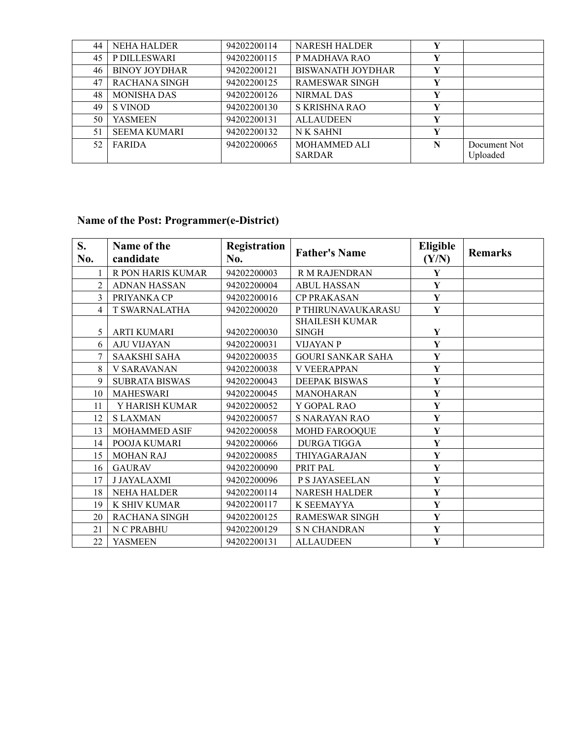| 44 | NEHA HALDER | 94202200114 | NARESH HALDER | Y | |
|---|---|---|---|---|---|
| 45 | P DILLESWARI | 94202200115 | P MADHAVA RAO | Y | |
| 46 | BINOY JOYDHAR | 94202200121 | BISWANATH JOYDHAR | Y | |
| 47 | RACHANA SINGH | 94202200125 | RAMESWAR SINGH | Y | |
| 48 | MONISHA DAS | 94202200126 | NIRMAL DAS | Y | |
| 49 | S VINOD | 94202200130 | S KRISHNA RAO | Y | |
| 50 | YASMEEN | 94202200131 | ALLAUDEEN | Y | |
| 51 | SEEMA KUMARI | 94202200132 | N K SAHNI | Y | |
| 52 | FARIDA | 94202200065 | MOHAMMED ALI SARDAR | N | Document Not Uploaded |

**Name of the Post: Programmer(e-District)**

| S. No. | Name of the candidate | Registration No. | Father's Name | Eligible (Y/N) | Remarks |
|---|---|---|---|---|---|
| 1 | R PON HARIS KUMAR | 94202200003 | R M RAJENDRAN | Y | |
| 2 | ADNAN HASSAN | 94202200004 | ABUL HASSAN | Y | |
| 3 | PRIYANKA CP | 94202200016 | CP PRAKASAN | Y | |
| 4 | T SWARNALATHA | 94202200020 | P THIRUNAVAUKARASU | Y | |
| 5 | ARTI KUMARI | 94202200030 | SHAILESH KUMAR SINGH | Y | |
| 6 | AJU VIJAYAN | 94202200031 | VIJAYAN P | Y | |
| 7 | SAAKSHI SAHA | 94202200035 | GOURI SANKAR SAHA | Y | |
| 8 | V SARAVANAN | 94202200038 | V VEERAPPAN | Y | |
| 9 | SUBRATA BISWAS | 94202200043 | DEEPAK BISWAS | Y | |
| 10 | MAHESWARI | 94202200045 | MANOHARAN | Y | |
| 11 | Y HARISH KUMAR | 94202200052 | Y GOPAL RAO | Y | |
| 12 | S LAXMAN | 94202200057 | S NARAYAN RAO | Y | |
| 13 | MOHAMMED ASIF | 94202200058 | MOHD FAROOQUE | Y | |
| 14 | POOJA KUMARI | 94202200066 | DURGA TIGGA | Y | |
| 15 | MOHAN RAJ | 94202200085 | THIYAGARAJAN | Y | |
| 16 | GAURAV | 94202200090 | PRIT PAL | Y | |
| 17 | J JAYALAXMI | 94202200096 | P S JAYASEELAN | Y | |
| 18 | NEHA HALDER | 94202200114 | NARESH HALDER | Y | |
| 19 | K SHIV KUMAR | 94202200117 | K SEEMAYYA | Y | |
| 20 | RACHANA SINGH | 94202200125 | RAMESWAR SINGH | Y | |
| 21 | N C PRABHU | 94202200129 | S N CHANDRAN | Y | |
| 22 | YASMEEN | 94202200131 | ALLAUDEEN | Y | |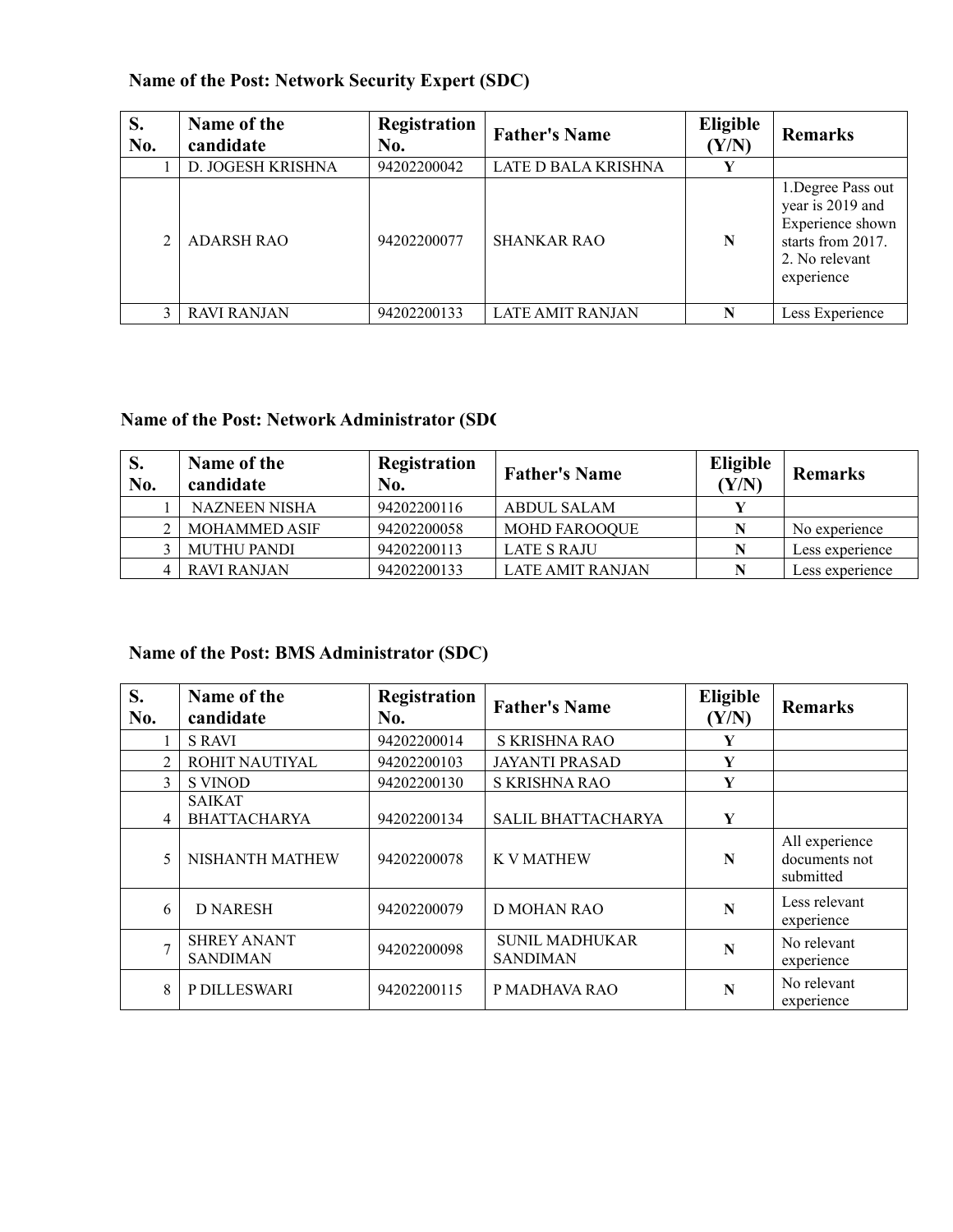**Name of the Post: Network Security Expert (SDC)**

| S. No. | Name of the candidate | Registration No. | Father's Name | Eligible (Y/N) | Remarks |
|---|---|---|---|---|---|
| 1 | D. JOGESH KRISHNA | 94202200042 | LATE D BALA KRISHNA | Y | |
| 2 | ADARSH RAO | 94202200077 | SHANKAR RAO | N | 1.Degree Pass out year is 2019 and Experience shown starts from 2017. 2. No relevant experience |
| 3 | RAVI RANJAN | 94202200133 | LATE AMIT RANJAN | N | Less Experience |

**Name of the Post: Network Administrator (SDC**

| S. No. | Name of the candidate | Registration No. | Father's Name | Eligible (Y/N) | Remarks |
|---|---|---|---|---|---|
| 1 | NAZNEEN NISHA | 94202200116 | ABDUL SALAM | Y | |
| 2 | MOHAMMED ASIF | 94202200058 | MOHD FAROOQUE | N | No experience |
| 3 | MUTHU PANDI | 94202200113 | LATE S RAJU | N | Less experience |
| 4 | RAVI RANJAN | 94202200133 | LATE AMIT RANJAN | N | Less experience |

**Name of the Post: BMS Administrator (SDC)**

| S. No. | Name of the candidate | Registration No. | Father's Name | Eligible (Y/N) | Remarks |
|---|---|---|---|---|---|
| 1 | S RAVI | 94202200014 | S KRISHNA RAO | Y | |
| 2 | ROHIT NAUTIYAL | 94202200103 | JAYANTI PRASAD | Y | |
| 3 | S VINOD | 94202200130 | S KRISHNA RAO | Y | |
| 4 | SAIKAT BHATTACHARYA | 94202200134 | SALIL BHATTACHARYA | Y | |
| 5 | NISHANTH MATHEW | 94202200078 | K V MATHEW | N | All experience documents not submitted |
| 6 | D NARESH | 94202200079 | D MOHAN RAO | N | Less relevant experience |
| 7 | SHREY ANANT SANDIMAN | 94202200098 | SUNIL MADHUKAR SANDIMAN | N | No relevant experience |
| 8 | P DILLESWARI | 94202200115 | P MADHAVA RAO | N | No relevant experience |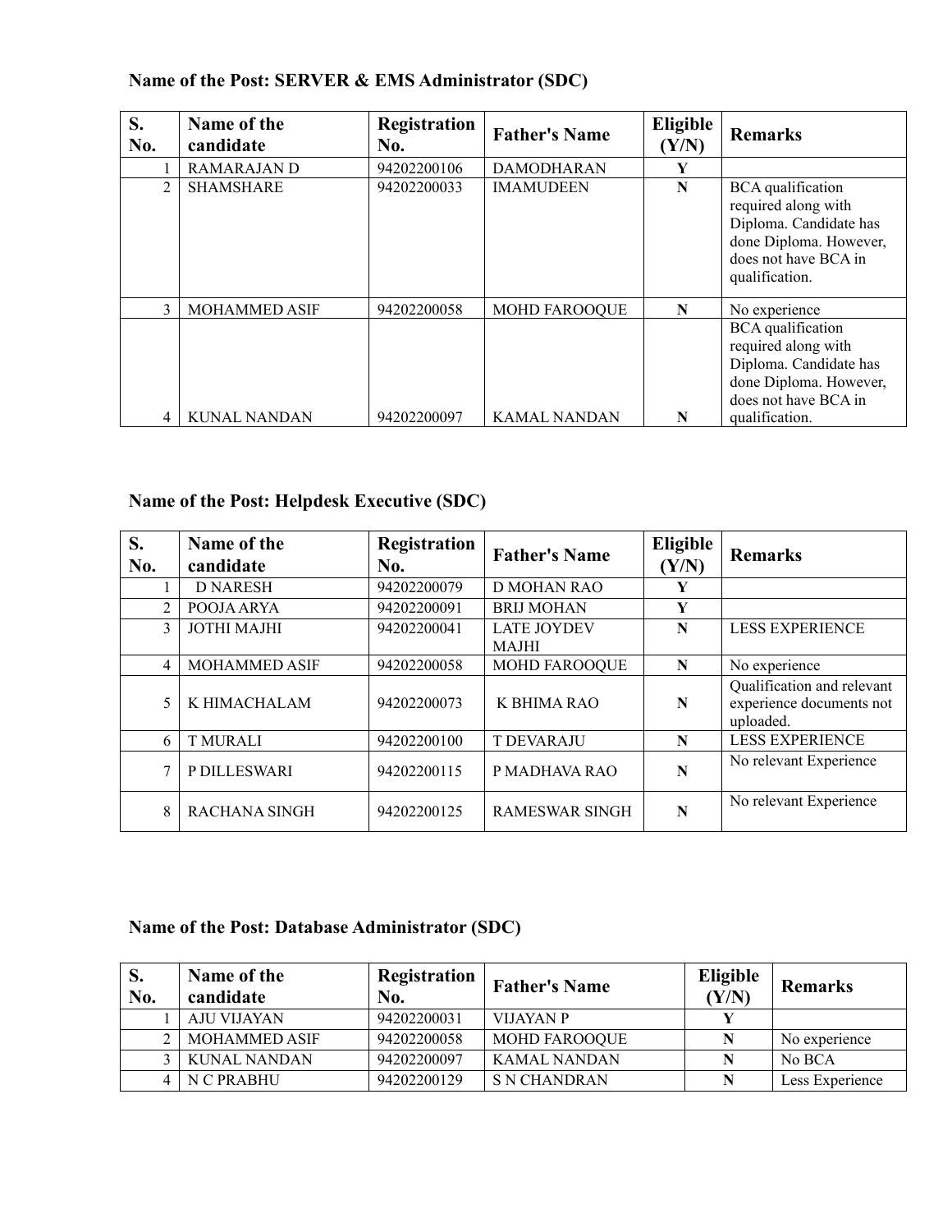**Name of the Post: SERVER & EMS Administrator (SDC)**

| S. No. | Name of the candidate | Registration No. | Father's Name | Eligible (Y/N) | Remarks |
|---|---|---|---|---|---|
| 1 | RAMARAJAN D | 94202200106 | DAMODHARAN | Y | |
| 2 | SHAMSHARE | 94202200033 | IMAMUDEEN | N | BCA qualification required along with Diploma. Candidate has done Diploma. However, does not have BCA in qualification. |
| 3 | MOHAMMED ASIF | 94202200058 | MOHD FAROOQUE | N | No experience |
| 4 | KUNAL NANDAN | 94202200097 | KAMAL NANDAN | N | BCA qualification required along with Diploma. Candidate has done Diploma. However, does not have BCA in qualification. |

**Name of the Post: Helpdesk Executive (SDC)**

| S. No. | Name of the candidate | Registration No. | Father's Name | Eligible (Y/N) | Remarks |
|---|---|---|---|---|---|
| 1 | D NARESH | 94202200079 | D MOHAN RAO | Y | |
| 2 | POOJA ARYA | 94202200091 | BRIJ MOHAN | Y | |
| 3 | JOTHI MAJHI | 94202200041 | LATE JOYDEV MAJHI | N | LESS EXPERIENCE |
| 4 | MOHAMMED ASIF | 94202200058 | MOHD FAROOQUE | N | No experience |
| 5 | K HIMACHALAM | 94202200073 | K BHIMA RAO | N | Qualification and relevant experience documents not uploaded. |
| 6 | T MURALI | 94202200100 | T DEVARAJU | N | LESS EXPERIENCE |
| 7 | P DILLESWARI | 94202200115 | P MADHAVA RAO | N | No relevant Experience |
| 8 | RACHANA SINGH | 94202200125 | RAMESWAR SINGH | N | No relevant Experience |

**Name of the Post: Database Administrator (SDC)**

| S. No. | Name of the candidate | Registration No. | Father's Name | Eligible (Y/N) | Remarks |
|---|---|---|---|---|---|
| 1 | AJU VIJAYAN | 94202200031 | VIJAYAN P | Y | |
| 2 | MOHAMMED ASIF | 94202200058 | MOHD FAROOQUE | N | No experience |
| 3 | KUNAL NANDAN | 94202200097 | KAMAL NANDAN | N | No BCA |
| 4 | N C PRABHU | 94202200129 | S N CHANDRAN | N | Less Experience |